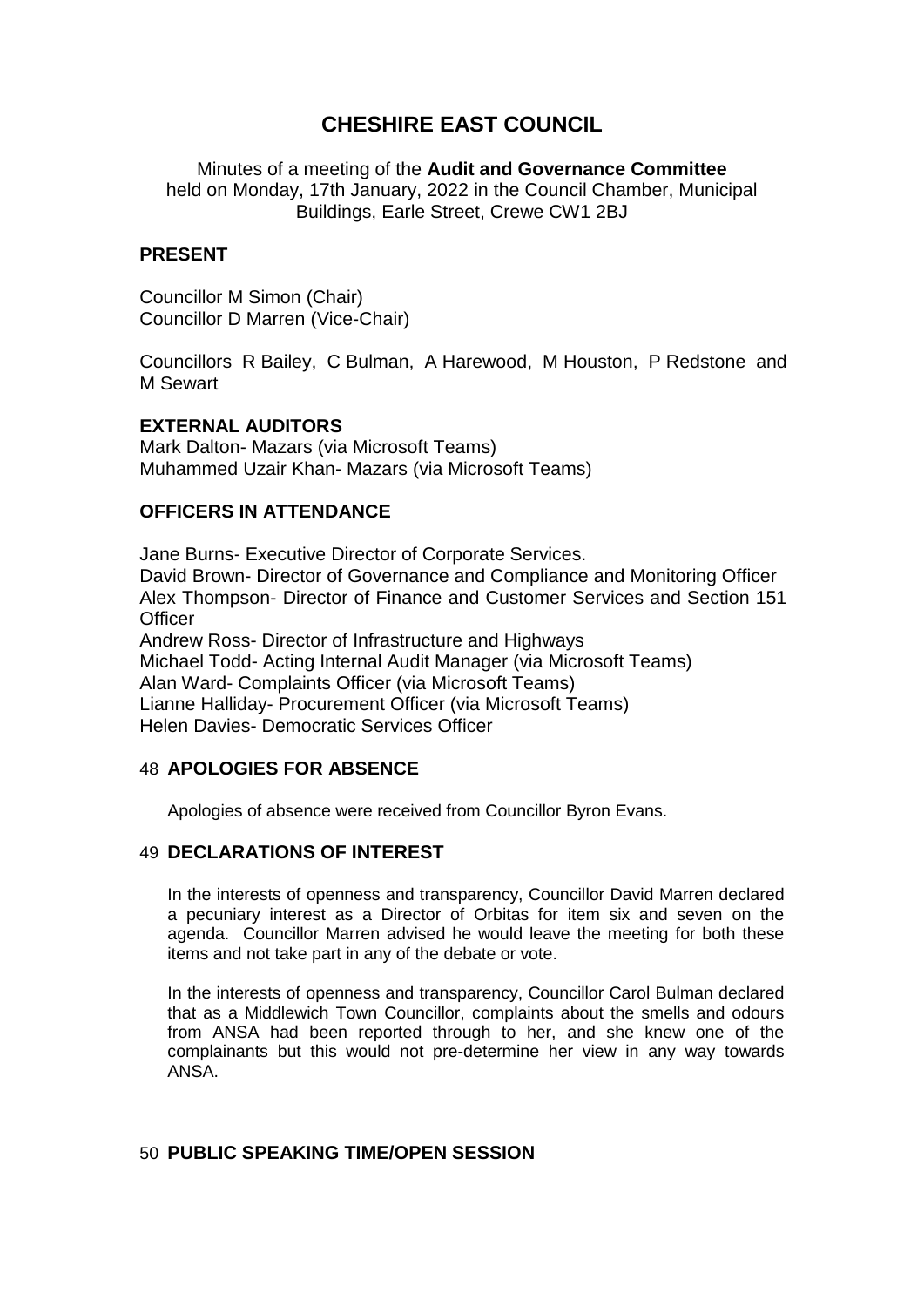# CHESHIRE EAST COUNCIL

Minutes of a meeting of the **Audit and Governance Committee** held on Monday, 17th January, 2022 in the Council Chamber, Municipal Buildings, Earle Street, Crewe CW1 2BJ

## PRESENT

Councillor M Simon (Chair)
Councillor D Marren (Vice-Chair)

Councillors R Bailey, C Bulman, A Harewood, M Houston, P Redstone and M Sewart

## EXTERNAL AUDITORS

Mark Dalton- Mazars (via Microsoft Teams)
Muhammed Uzair Khan- Mazars (via Microsoft Teams)

## OFFICERS IN ATTENDANCE

Jane Burns- Executive Director of Corporate Services.
David Brown- Director of Governance and Compliance and Monitoring Officer
Alex Thompson- Director of Finance and Customer Services and Section 151 Officer
Andrew Ross- Director of Infrastructure and Highways
Michael Todd- Acting Internal Audit Manager (via Microsoft Teams)
Alan Ward- Complaints Officer (via Microsoft Teams)
Lianne Halliday- Procurement Officer (via Microsoft Teams)
Helen Davies- Democratic Services Officer

## 48 APOLOGIES FOR ABSENCE

Apologies of absence were received from Councillor Byron Evans.

## 49 DECLARATIONS OF INTEREST

In the interests of openness and transparency, Councillor David Marren declared a pecuniary interest as a Director of Orbitas for item six and seven on the agenda. Councillor Marren advised he would leave the meeting for both these items and not take part in any of the debate or vote.

In the interests of openness and transparency, Councillor Carol Bulman declared that as a Middlewich Town Councillor, complaints about the smells and odours from ANSA had been reported through to her, and she knew one of the complainants but this would not pre-determine her view in any way towards ANSA.

## 50 PUBLIC SPEAKING TIME/OPEN SESSION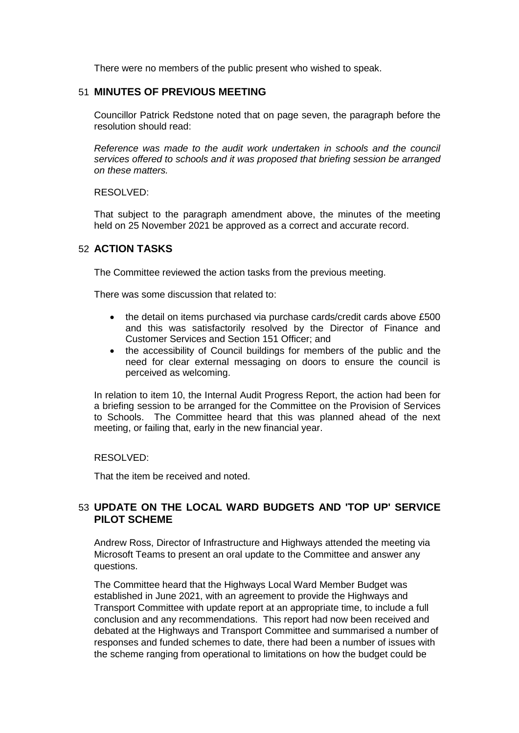There were no members of the public present who wished to speak.

## 51 MINUTES OF PREVIOUS MEETING

Councillor Patrick Redstone noted that on page seven, the paragraph before the resolution should read:

*Reference was made to the audit work undertaken in schools and the council services offered to schools and it was proposed that briefing session be arranged on these matters.*

RESOLVED:

That subject to the paragraph amendment above, the minutes of the meeting held on 25 November 2021 be approved as a correct and accurate record.

## 52 ACTION TASKS

The Committee reviewed the action tasks from the previous meeting.

There was some discussion that related to:

- the detail on items purchased via purchase cards/credit cards above £500 and this was satisfactorily resolved by the Director of Finance and Customer Services and Section 151 Officer; and
- the accessibility of Council buildings for members of the public and the need for clear external messaging on doors to ensure the council is perceived as welcoming.

In relation to item 10, the Internal Audit Progress Report, the action had been for a briefing session to be arranged for the Committee on the Provision of Services to Schools. The Committee heard that this was planned ahead of the next meeting, or failing that, early in the new financial year.

RESOLVED:

That the item be received and noted.

## 53 UPDATE ON THE LOCAL WARD BUDGETS AND 'TOP UP' SERVICE PILOT SCHEME

Andrew Ross, Director of Infrastructure and Highways attended the meeting via Microsoft Teams to present an oral update to the Committee and answer any questions.

The Committee heard that the Highways Local Ward Member Budget was established in June 2021, with an agreement to provide the Highways and Transport Committee with update report at an appropriate time, to include a full conclusion and any recommendations. This report had now been received and debated at the Highways and Transport Committee and summarised a number of responses and funded schemes to date, there had been a number of issues with the scheme ranging from operational to limitations on how the budget could be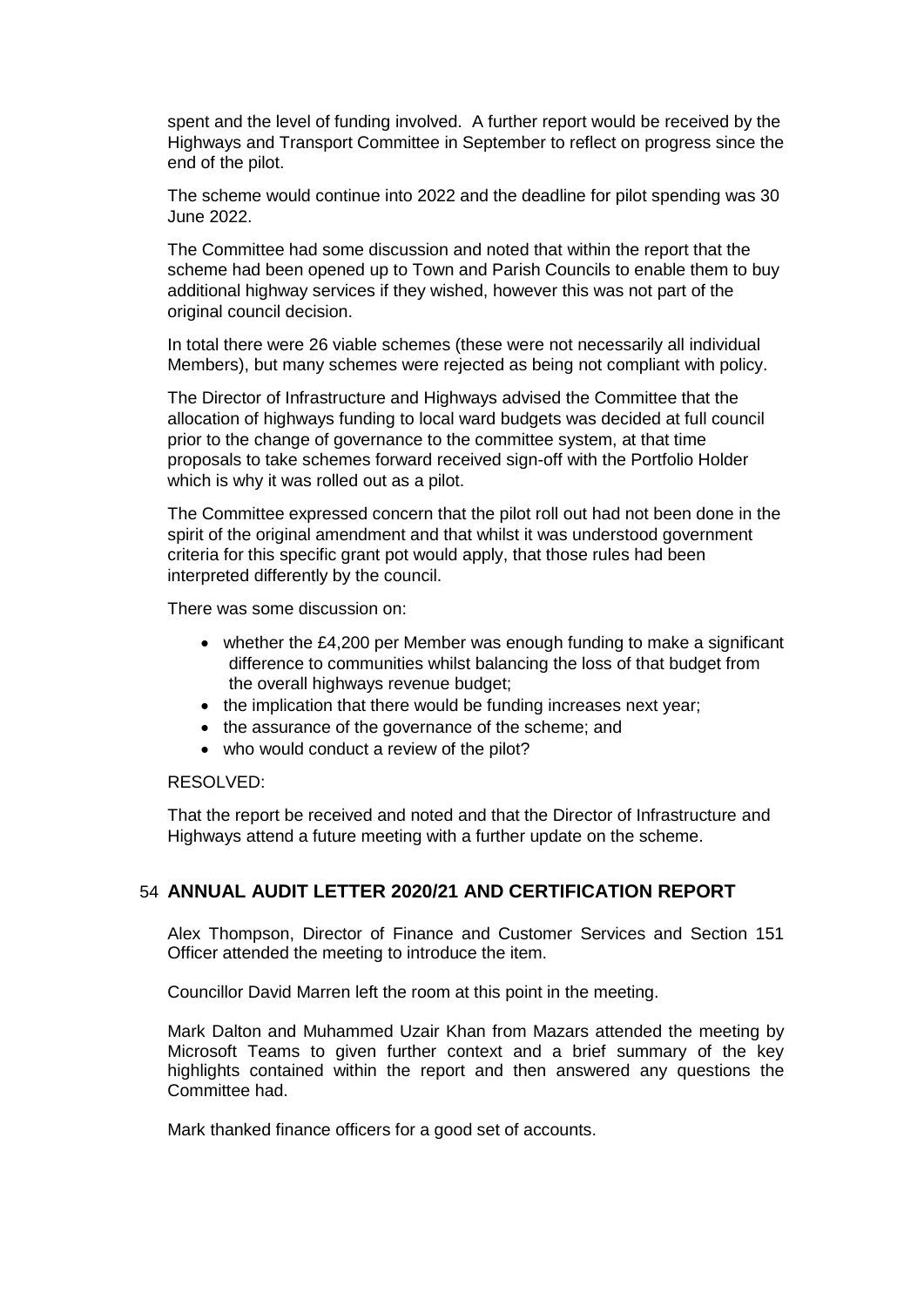spent and the level of funding involved. A further report would be received by the Highways and Transport Committee in September to reflect on progress since the end of the pilot.

The scheme would continue into 2022 and the deadline for pilot spending was 30 June 2022.

The Committee had some discussion and noted that within the report that the scheme had been opened up to Town and Parish Councils to enable them to buy additional highway services if they wished, however this was not part of the original council decision.

In total there were 26 viable schemes (these were not necessarily all individual Members), but many schemes were rejected as being not compliant with policy.

The Director of Infrastructure and Highways advised the Committee that the allocation of highways funding to local ward budgets was decided at full council prior to the change of governance to the committee system, at that time proposals to take schemes forward received sign-off with the Portfolio Holder which is why it was rolled out as a pilot.

The Committee expressed concern that the pilot roll out had not been done in the spirit of the original amendment and that whilst it was understood government criteria for this specific grant pot would apply, that those rules had been interpreted differently by the council.

There was some discussion on:

- whether the £4,200 per Member was enough funding to make a significant difference to communities whilst balancing the loss of that budget from the overall highways revenue budget;
- the implication that there would be funding increases next year;
- the assurance of the governance of the scheme; and
- who would conduct a review of the pilot?

RESOLVED:

That the report be received and noted and that the Director of Infrastructure and Highways attend a future meeting with a further update on the scheme.

## 54 ANNUAL AUDIT LETTER 2020/21 AND CERTIFICATION REPORT

Alex Thompson, Director of Finance and Customer Services and Section 151 Officer attended the meeting to introduce the item.

Councillor David Marren left the room at this point in the meeting.

Mark Dalton and Muhammed Uzair Khan from Mazars attended the meeting by Microsoft Teams to given further context and a brief summary of the key highlights contained within the report and then answered any questions the Committee had.

Mark thanked finance officers for a good set of accounts.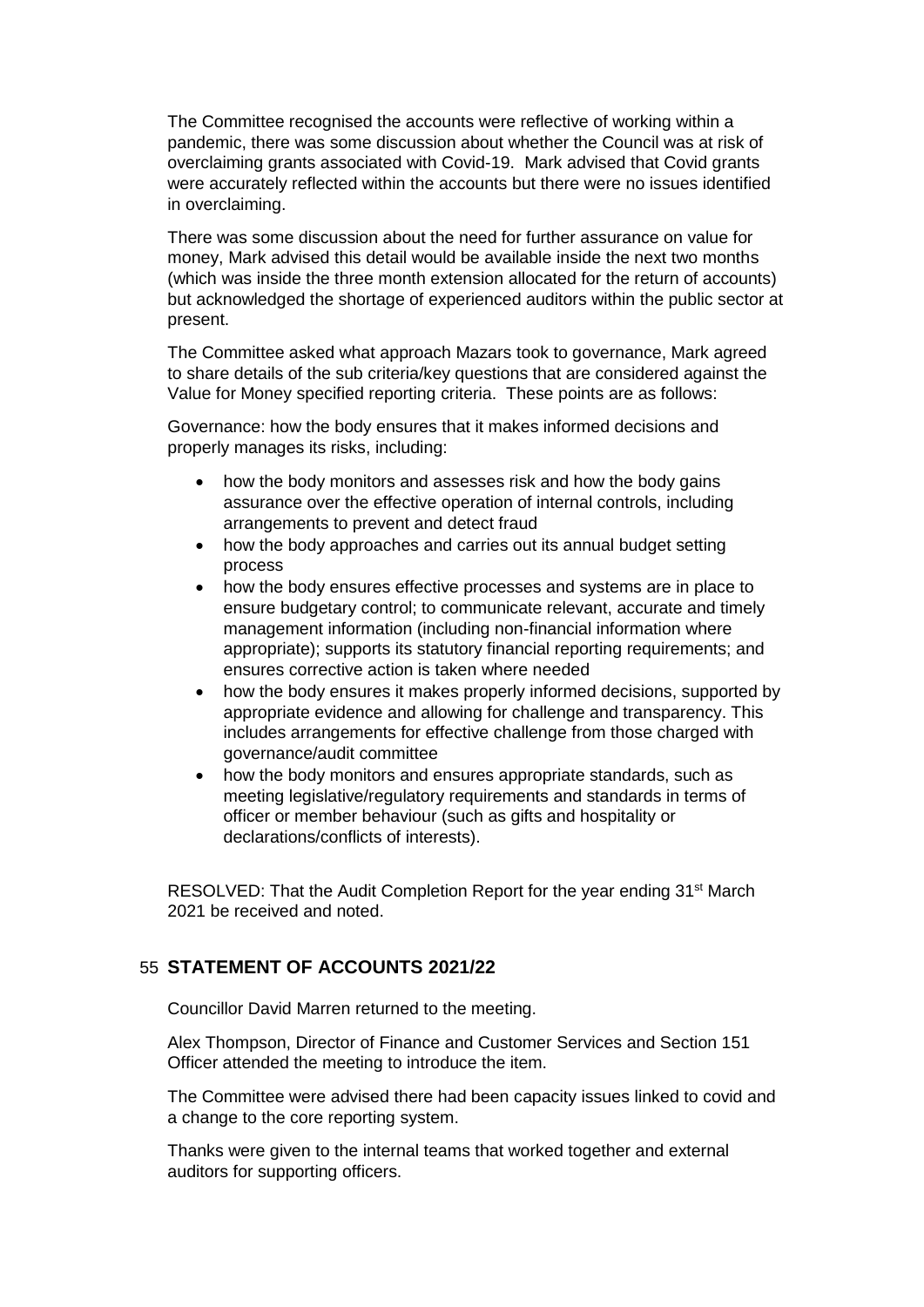The Committee recognised the accounts were reflective of working within a pandemic, there was some discussion about whether the Council was at risk of overclaiming grants associated with Covid-19. Mark advised that Covid grants were accurately reflected within the accounts but there were no issues identified in overclaiming.

There was some discussion about the need for further assurance on value for money, Mark advised this detail would be available inside the next two months (which was inside the three month extension allocated for the return of accounts) but acknowledged the shortage of experienced auditors within the public sector at present.

The Committee asked what approach Mazars took to governance, Mark agreed to share details of the sub criteria/key questions that are considered against the Value for Money specified reporting criteria. These points are as follows:

Governance: how the body ensures that it makes informed decisions and properly manages its risks, including:

- how the body monitors and assesses risk and how the body gains assurance over the effective operation of internal controls, including arrangements to prevent and detect fraud
- how the body approaches and carries out its annual budget setting process
- how the body ensures effective processes and systems are in place to ensure budgetary control; to communicate relevant, accurate and timely management information (including non-financial information where appropriate); supports its statutory financial reporting requirements; and ensures corrective action is taken where needed
- how the body ensures it makes properly informed decisions, supported by appropriate evidence and allowing for challenge and transparency. This includes arrangements for effective challenge from those charged with governance/audit committee
- how the body monitors and ensures appropriate standards, such as meeting legislative/regulatory requirements and standards in terms of officer or member behaviour (such as gifts and hospitality or declarations/conflicts of interests).

RESOLVED: That the Audit Completion Report for the year ending 31st March 2021 be received and noted.

## 55 STATEMENT OF ACCOUNTS 2021/22

Councillor David Marren returned to the meeting.

Alex Thompson, Director of Finance and Customer Services and Section 151 Officer attended the meeting to introduce the item.

The Committee were advised there had been capacity issues linked to covid and a change to the core reporting system.

Thanks were given to the internal teams that worked together and external auditors for supporting officers.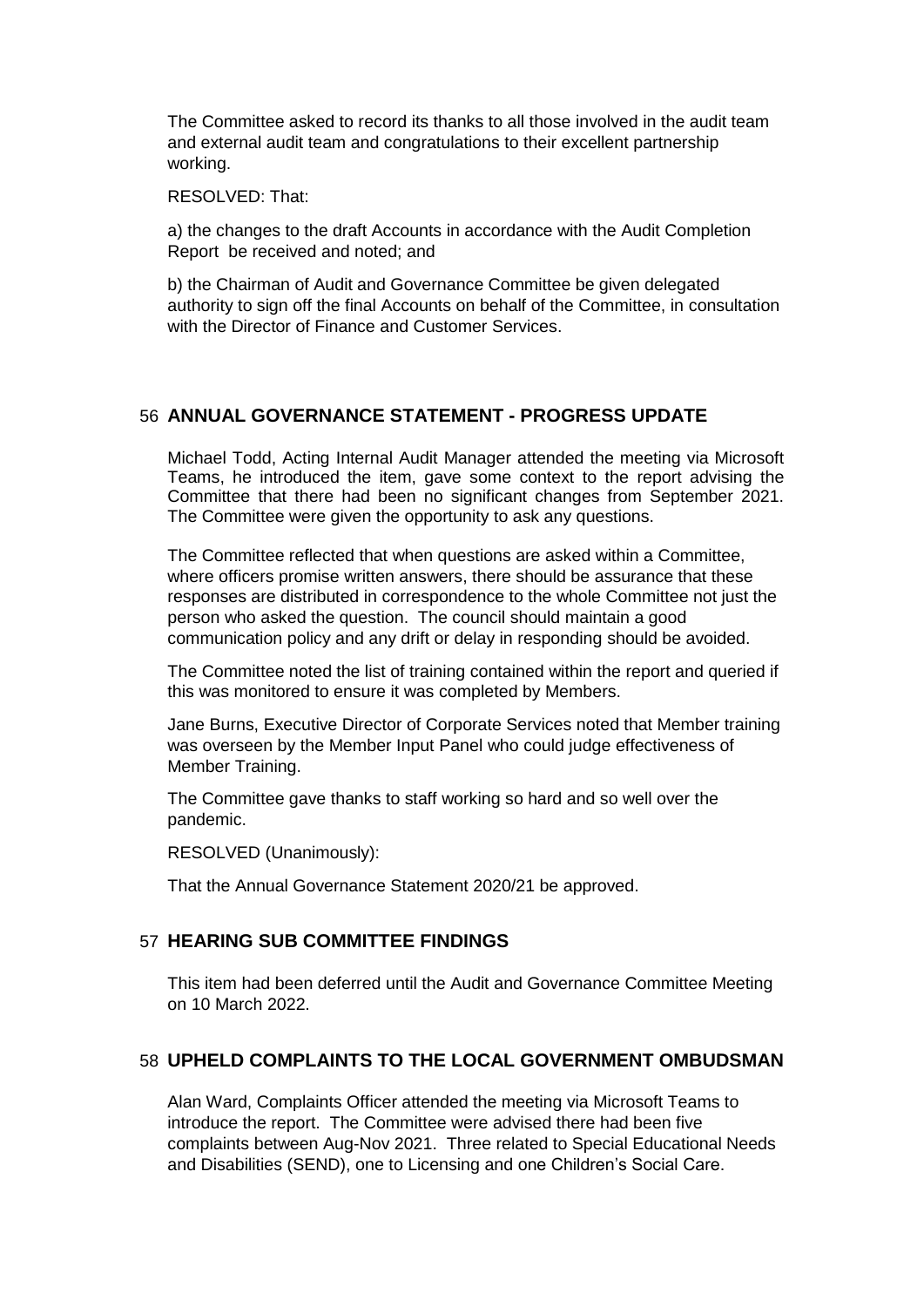The Committee asked to record its thanks to all those involved in the audit team and external audit team and congratulations to their excellent partnership working.

RESOLVED: That:

a) the changes to the draft Accounts in accordance with the Audit Completion Report be received and noted; and

b) the Chairman of Audit and Governance Committee be given delegated authority to sign off the final Accounts on behalf of the Committee, in consultation with the Director of Finance and Customer Services.

## 56 ANNUAL GOVERNANCE STATEMENT - PROGRESS UPDATE

Michael Todd, Acting Internal Audit Manager attended the meeting via Microsoft Teams, he introduced the item, gave some context to the report advising the Committee that there had been no significant changes from September 2021. The Committee were given the opportunity to ask any questions.

The Committee reflected that when questions are asked within a Committee, where officers promise written answers, there should be assurance that these responses are distributed in correspondence to the whole Committee not just the person who asked the question. The council should maintain a good communication policy and any drift or delay in responding should be avoided.

The Committee noted the list of training contained within the report and queried if this was monitored to ensure it was completed by Members.

Jane Burns, Executive Director of Corporate Services noted that Member training was overseen by the Member Input Panel who could judge effectiveness of Member Training.

The Committee gave thanks to staff working so hard and so well over the pandemic.

RESOLVED (Unanimously):

That the Annual Governance Statement 2020/21 be approved.

## 57 HEARING SUB COMMITTEE FINDINGS

This item had been deferred until the Audit and Governance Committee Meeting on 10 March 2022.

## 58 UPHELD COMPLAINTS TO THE LOCAL GOVERNMENT OMBUDSMAN

Alan Ward, Complaints Officer attended the meeting via Microsoft Teams to introduce the report. The Committee were advised there had been five complaints between Aug-Nov 2021. Three related to Special Educational Needs and Disabilities (SEND), one to Licensing and one Children's Social Care.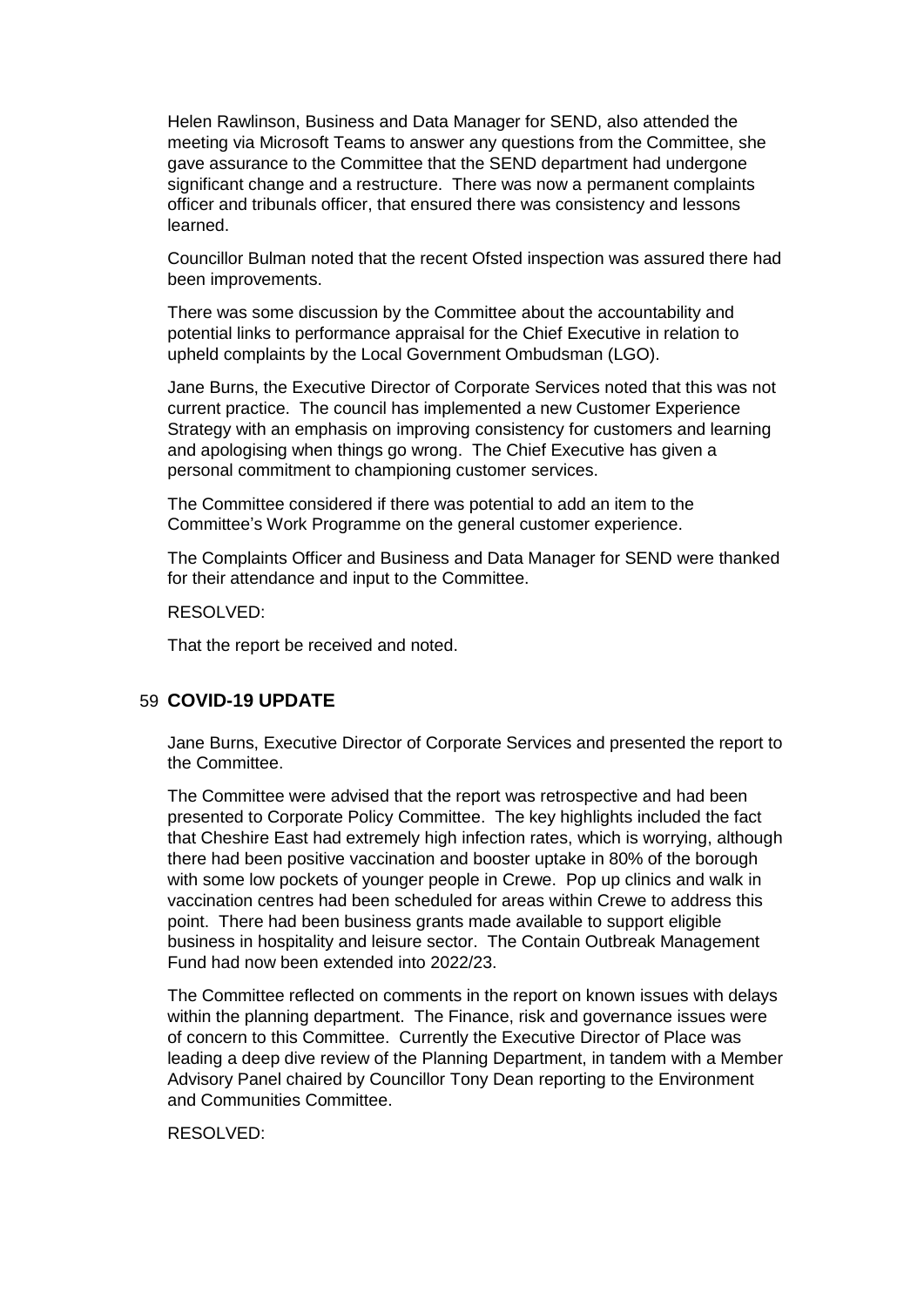Helen Rawlinson, Business and Data Manager for SEND, also attended the meeting via Microsoft Teams to answer any questions from the Committee, she gave assurance to the Committee that the SEND department had undergone significant change and a restructure. There was now a permanent complaints officer and tribunals officer, that ensured there was consistency and lessons learned.

Councillor Bulman noted that the recent Ofsted inspection was assured there had been improvements.

There was some discussion by the Committee about the accountability and potential links to performance appraisal for the Chief Executive in relation to upheld complaints by the Local Government Ombudsman (LGO).

Jane Burns, the Executive Director of Corporate Services noted that this was not current practice. The council has implemented a new Customer Experience Strategy with an emphasis on improving consistency for customers and learning and apologising when things go wrong. The Chief Executive has given a personal commitment to championing customer services.

The Committee considered if there was potential to add an item to the Committee's Work Programme on the general customer experience.

The Complaints Officer and Business and Data Manager for SEND were thanked for their attendance and input to the Committee.

RESOLVED:

That the report be received and noted.

## 59 COVID-19 UPDATE

Jane Burns, Executive Director of Corporate Services and presented the report to the Committee.

The Committee were advised that the report was retrospective and had been presented to Corporate Policy Committee. The key highlights included the fact that Cheshire East had extremely high infection rates, which is worrying, although there had been positive vaccination and booster uptake in 80% of the borough with some low pockets of younger people in Crewe. Pop up clinics and walk in vaccination centres had been scheduled for areas within Crewe to address this point. There had been business grants made available to support eligible business in hospitality and leisure sector. The Contain Outbreak Management Fund had now been extended into 2022/23.

The Committee reflected on comments in the report on known issues with delays within the planning department. The Finance, risk and governance issues were of concern to this Committee. Currently the Executive Director of Place was leading a deep dive review of the Planning Department, in tandem with a Member Advisory Panel chaired by Councillor Tony Dean reporting to the Environment and Communities Committee.

RESOLVED: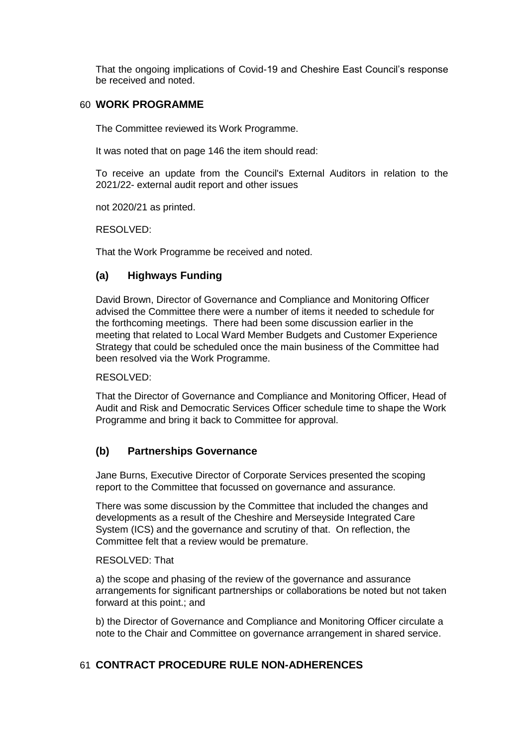That the ongoing implications of Covid-19 and Cheshire East Council's response be received and noted.

## 60 WORK PROGRAMME

The Committee reviewed its Work Programme.

It was noted that on page 146 the item should read:

To receive an update from the Council's External Auditors in relation to the 2021/22- external audit report and other issues

not 2020/21 as printed.

RESOLVED:

That the Work Programme be received and noted.

### (a) Highways Funding

David Brown, Director of Governance and Compliance and Monitoring Officer advised the Committee there were a number of items it needed to schedule for the forthcoming meetings. There had been some discussion earlier in the meeting that related to Local Ward Member Budgets and Customer Experience Strategy that could be scheduled once the main business of the Committee had been resolved via the Work Programme.

RESOLVED:

That the Director of Governance and Compliance and Monitoring Officer, Head of Audit and Risk and Democratic Services Officer schedule time to shape the Work Programme and bring it back to Committee for approval.

### (b) Partnerships Governance

Jane Burns, Executive Director of Corporate Services presented the scoping report to the Committee that focussed on governance and assurance.

There was some discussion by the Committee that included the changes and developments as a result of the Cheshire and Merseyside Integrated Care System (ICS) and the governance and scrutiny of that. On reflection, the Committee felt that a review would be premature.

RESOLVED: That

a) the scope and phasing of the review of the governance and assurance arrangements for significant partnerships or collaborations be noted but not taken forward at this point.; and

b) the Director of Governance and Compliance and Monitoring Officer circulate a note to the Chair and Committee on governance arrangement in shared service.

## 61 CONTRACT PROCEDURE RULE NON-ADHERENCES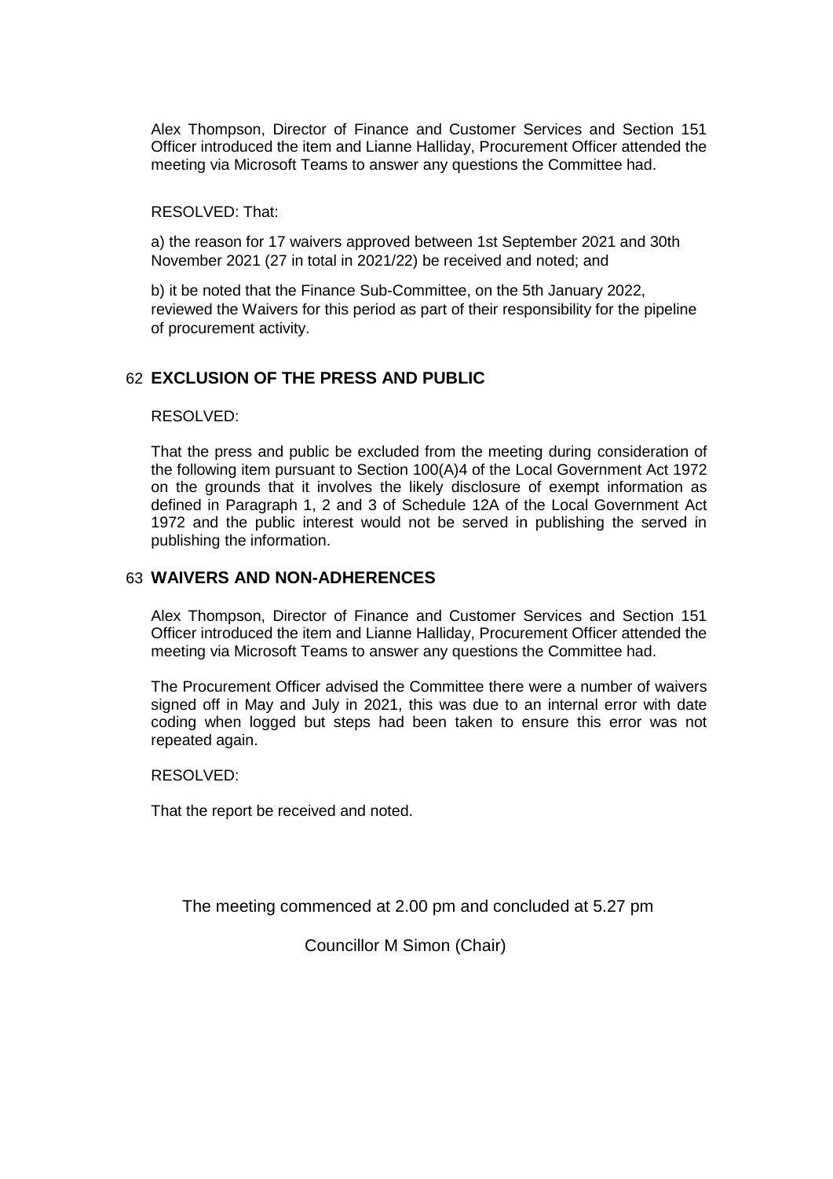Alex Thompson, Director of Finance and Customer Services and Section 151 Officer introduced the item and Lianne Halliday, Procurement Officer attended the meeting via Microsoft Teams to answer any questions the Committee had.

RESOLVED: That:

a) the reason for 17 waivers approved between 1st September 2021 and 30th November 2021 (27 in total in 2021/22) be received and noted; and

b) it be noted that the Finance Sub-Committee, on the 5th January 2022, reviewed the Waivers for this period as part of their responsibility for the pipeline of procurement activity.

## 62 EXCLUSION OF THE PRESS AND PUBLIC

RESOLVED:

That the press and public be excluded from the meeting during consideration of the following item pursuant to Section 100(A)4 of the Local Government Act 1972 on the grounds that it involves the likely disclosure of exempt information as defined in Paragraph 1, 2 and 3 of Schedule 12A of the Local Government Act 1972 and the public interest would not be served in publishing the served in publishing the information.

## 63 WAIVERS AND NON-ADHERENCES

Alex Thompson, Director of Finance and Customer Services and Section 151 Officer introduced the item and Lianne Halliday, Procurement Officer attended the meeting via Microsoft Teams to answer any questions the Committee had.

The Procurement Officer advised the Committee there were a number of waivers signed off in May and July in 2021, this was due to an internal error with date coding when logged but steps had been taken to ensure this error was not repeated again.

RESOLVED:

That the report be received and noted.

The meeting commenced at 2.00 pm and concluded at 5.27 pm

Councillor M Simon (Chair)